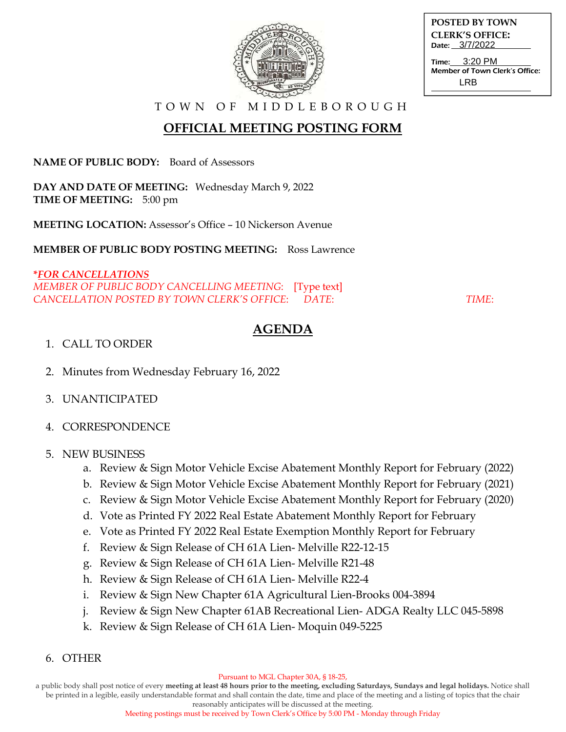**POSTED BY TOWN CLERK'S OFFICE:**
**Date:** 3/7/2022
**Time:** 3:20 PM
**Member of Town Clerk's Office:** LRB

TOWN OF MIDDLEBOROUGH

# OFFICIAL MEETING POSTING FORM

**NAME OF PUBLIC BODY:** Board of Assessors

**DAY AND DATE OF MEETING:** Wednesday March 9, 2022
**TIME OF MEETING:** 5:00 pm

**MEETING LOCATION:** Assessor's Office – 10 Nickerson Avenue

**MEMBER OF PUBLIC BODY POSTING MEETING:** Ross Lawrence

***FOR CANCELLATIONS***
*MEMBER OF PUBLIC BODY CANCELLING MEETING:* [Type text]
*CANCELLATION POSTED BY TOWN CLERK'S OFFICE: DATE: TIME:*

## AGENDA

1. CALL TO ORDER
2. Minutes from Wednesday February 16, 2022
3. UNANTICIPATED
4. CORRESPONDENCE
5. NEW BUSINESS
    a. Review & Sign Motor Vehicle Excise Abatement Monthly Report for February (2022)
    b. Review & Sign Motor Vehicle Excise Abatement Monthly Report for February (2021)
    c. Review & Sign Motor Vehicle Excise Abatement Monthly Report for February (2020)
    d. Vote as Printed FY 2022 Real Estate Abatement Monthly Report for February
    e. Vote as Printed FY 2022 Real Estate Exemption Monthly Report for February
    f. Review & Sign Release of CH 61A Lien- Melville R22-12-15
    g. Review & Sign Release of CH 61A Lien- Melville R21-48
    h. Review & Sign Release of CH 61A Lien- Melville R22-4
    i. Review & Sign New Chapter 61A Agricultural Lien-Brooks 004-3894
    j. Review & Sign New Chapter 61AB Recreational Lien- ADGA Realty LLC 045-5898
    k. Review & Sign Release of CH 61A Lien- Moquin 049-5225
6. OTHER

Pursuant to MGL Chapter 30A, § 18-25,
a public body shall post notice of every **meeting at least 48 hours prior to the meeting, excluding Saturdays, Sundays and legal holidays.** Notice shall be printed in a legible, easily understandable format and shall contain the date, time and place of the meeting and a listing of topics that the chair reasonably anticipates will be discussed at the meeting.
Meeting postings must be received by Town Clerk's Office by 5:00 PM - Monday through Friday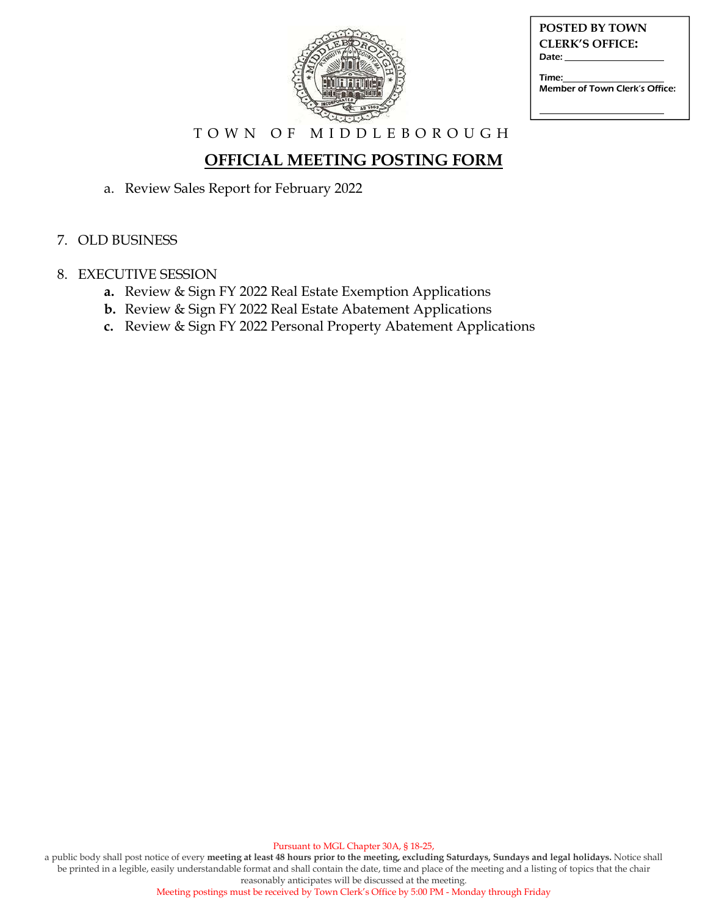**POSTED BY TOWN CLERK'S OFFICE:**
Date: ____________________

Time: ____________________
Member of Town Clerk's Office:

____________________

TOWN OF MIDDLEBOROUGH

## OFFICIAL MEETING POSTING FORM

a. Review Sales Report for February 2022

7. OLD BUSINESS

8. EXECUTIVE SESSION
   **a.** Review & Sign FY 2022 Real Estate Exemption Applications
   **b.** Review & Sign FY 2022 Real Estate Abatement Applications
   **c.** Review & Sign FY 2022 Personal Property Abatement Applications

Pursuant to MGL Chapter 30A, § 18-25,
a public body shall post notice of every **meeting at least 48 hours prior to the meeting, excluding Saturdays, Sundays and legal holidays.** Notice shall be printed in a legible, easily understandable format and shall contain the date, time and place of the meeting and a listing of topics that the chair reasonably anticipates will be discussed at the meeting.
Meeting postings must be received by Town Clerk's Office by 5:00 PM - Monday through Friday